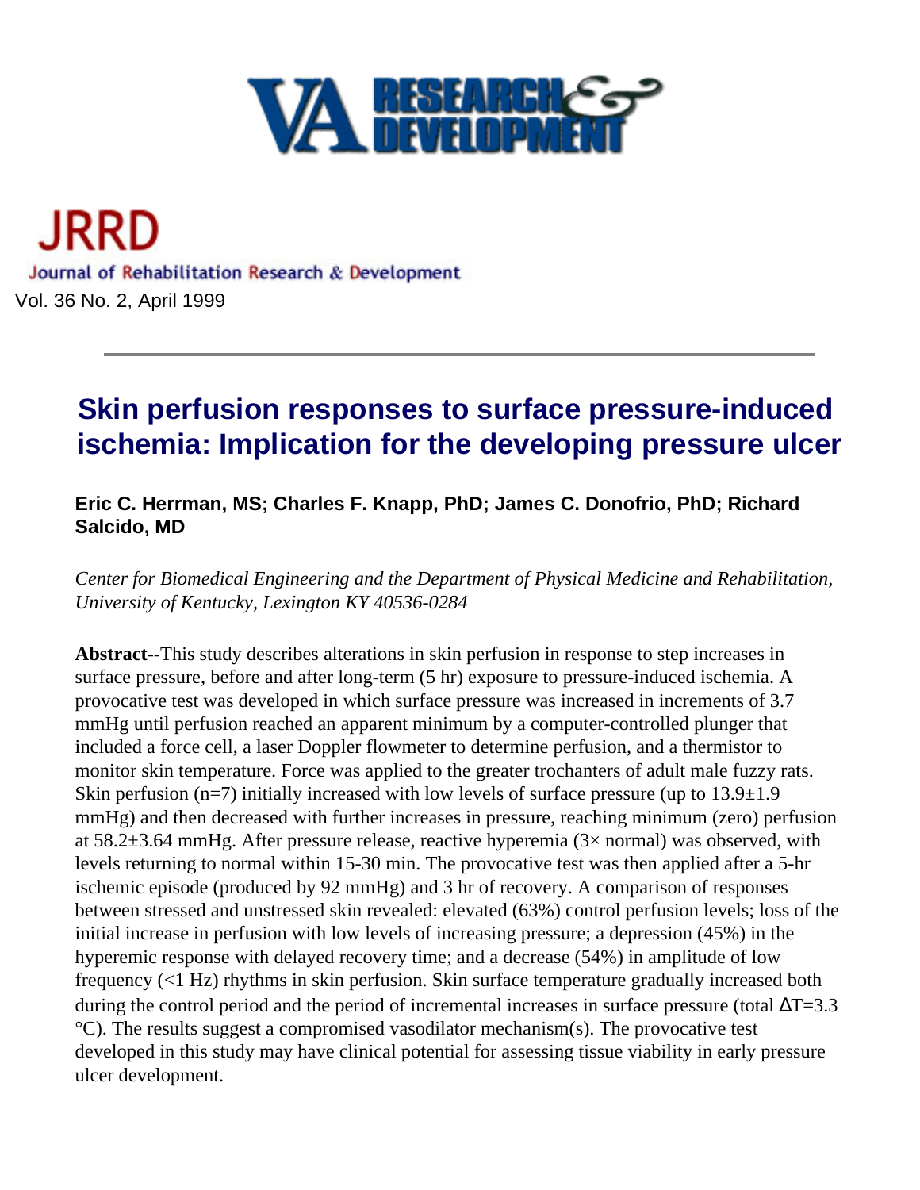# JRRD

Journal of Rehabilitation Research & Development

Vol. 36 No. 2, April 1999

## Skin perfusion responses to surface pressure-induced ischemia: Implication for the developing pressure ulcer

**Eric C. Herrman, MS; Charles F. Knapp, PhD; James C. Donofrio, PhD; Richard Salcido, MD**

*Center for Biomedical Engineering and the Department of Physical Medicine and Rehabilitation, University of Kentucky, Lexington KY 40536-0284*

**Abstract--**This study describes alterations in skin perfusion in response to step increases in surface pressure, before and after long-term (5 hr) exposure to pressure-induced ischemia. A provocative test was developed in which surface pressure was increased in increments of 3.7 mmHg until perfusion reached an apparent minimum by a computer-controlled plunger that included a force cell, a laser Doppler flowmeter to determine perfusion, and a thermistor to monitor skin temperature. Force was applied to the greater trochanters of adult male fuzzy rats. Skin perfusion (n=7) initially increased with low levels of surface pressure (up to 13.9±1.9 mmHg) and then decreased with further increases in pressure, reaching minimum (zero) perfusion at 58.2±3.64 mmHg. After pressure release, reactive hyperemia (3× normal) was observed, with levels returning to normal within 15-30 min. The provocative test was then applied after a 5-hr ischemic episode (produced by 92 mmHg) and 3 hr of recovery. A comparison of responses between stressed and unstressed skin revealed: elevated (63%) control perfusion levels; loss of the initial increase in perfusion with low levels of increasing pressure; a depression (45%) in the hyperemic response with delayed recovery time; and a decrease (54%) in amplitude of low frequency (<1 Hz) rhythms in skin perfusion. Skin surface temperature gradually increased both during the control period and the period of incremental increases in surface pressure (total $\Delta T$=3.3 °C). The results suggest a compromised vasodilator mechanism(s). The provocative test developed in this study may have clinical potential for assessing tissue viability in early pressure ulcer development.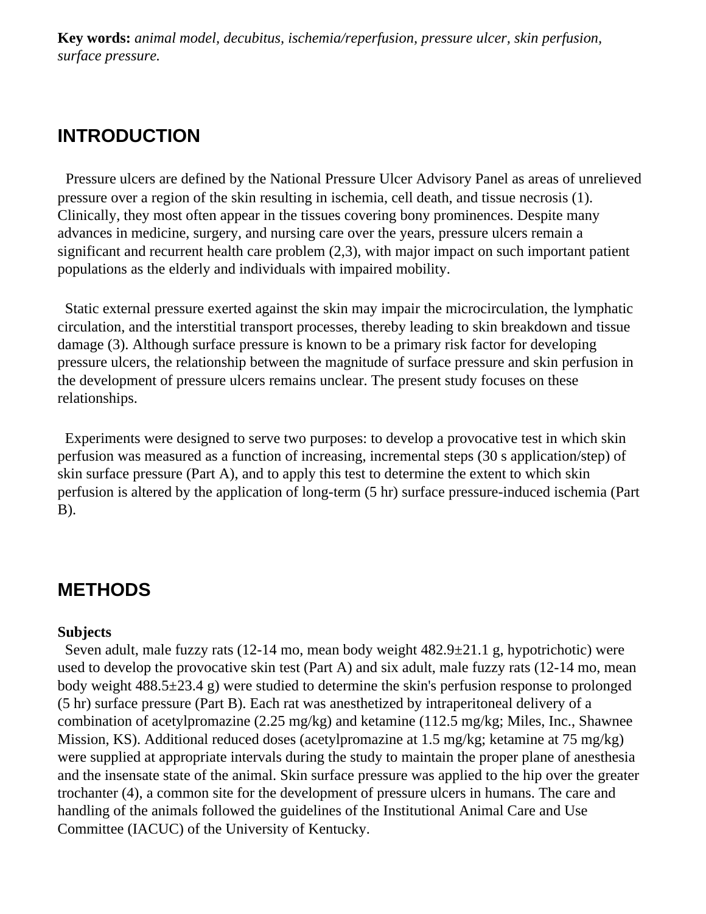**Key words:** *animal model, decubitus, ischemia/reperfusion, pressure ulcer, skin perfusion, surface pressure.*

## INTRODUCTION

Pressure ulcers are defined by the National Pressure Ulcer Advisory Panel as areas of unrelieved pressure over a region of the skin resulting in ischemia, cell death, and tissue necrosis (1). Clinically, they most often appear in the tissues covering bony prominences. Despite many advances in medicine, surgery, and nursing care over the years, pressure ulcers remain a significant and recurrent health care problem (2,3), with major impact on such important patient populations as the elderly and individuals with impaired mobility.

Static external pressure exerted against the skin may impair the microcirculation, the lymphatic circulation, and the interstitial transport processes, thereby leading to skin breakdown and tissue damage (3). Although surface pressure is known to be a primary risk factor for developing pressure ulcers, the relationship between the magnitude of surface pressure and skin perfusion in the development of pressure ulcers remains unclear. The present study focuses on these relationships.

Experiments were designed to serve two purposes: to develop a provocative test in which skin perfusion was measured as a function of increasing, incremental steps (30 s application/step) of skin surface pressure (Part A), and to apply this test to determine the extent to which skin perfusion is altered by the application of long-term (5 hr) surface pressure-induced ischemia (Part B).

## METHODS

**Subjects**

Seven adult, male fuzzy rats (12-14 mo, mean body weight 482.9±21.1 g, hypotrichotic) were used to develop the provocative skin test (Part A) and six adult, male fuzzy rats (12-14 mo, mean body weight 488.5±23.4 g) were studied to determine the skin's perfusion response to prolonged (5 hr) surface pressure (Part B). Each rat was anesthetized by intraperitoneal delivery of a combination of acetylpromazine (2.25 mg/kg) and ketamine (112.5 mg/kg; Miles, Inc., Shawnee Mission, KS). Additional reduced doses (acetylpromazine at 1.5 mg/kg; ketamine at 75 mg/kg) were supplied at appropriate intervals during the study to maintain the proper plane of anesthesia and the insensate state of the animal. Skin surface pressure was applied to the hip over the greater trochanter (4), a common site for the development of pressure ulcers in humans. The care and handling of the animals followed the guidelines of the Institutional Animal Care and Use Committee (IACUC) of the University of Kentucky.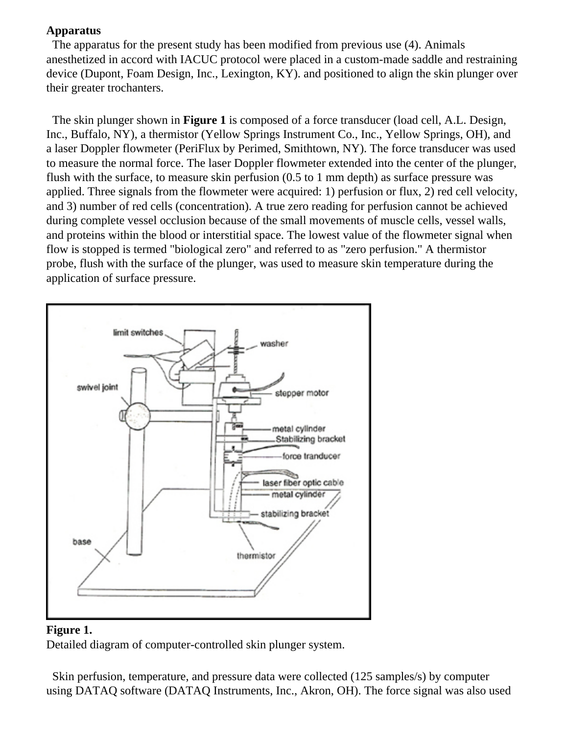**Apparatus**

The apparatus for the present study has been modified from previous use (4). Animals anesthetized in accord with IACUC protocol were placed in a custom-made saddle and restraining device (Dupont, Foam Design, Inc., Lexington, KY). and positioned to align the skin plunger over their greater trochanters.

The skin plunger shown in **Figure 1** is composed of a force transducer (load cell, A.L. Design, Inc., Buffalo, NY), a thermistor (Yellow Springs Instrument Co., Inc., Yellow Springs, OH), and a laser Doppler flowmeter (PeriFlux by Perimed, Smithtown, NY). The force transducer was used to measure the normal force. The laser Doppler flowmeter extended into the center of the plunger, flush with the surface, to measure skin perfusion (0.5 to 1 mm depth) as surface pressure was applied. Three signals from the flowmeter were acquired: 1) perfusion or flux, 2) red cell velocity, and 3) number of red cells (concentration). A true zero reading for perfusion cannot be achieved during complete vessel occlusion because of the small movements of muscle cells, vessel walls, and proteins within the blood or interstitial space. The lowest value of the flowmeter signal when flow is stopped is termed "biological zero" and referred to as "zero perfusion." A thermistor probe, flush with the surface of the plunger, was used to measure skin temperature during the application of surface pressure.

**Figure 1.**
Detailed diagram of computer-controlled skin plunger system.

Skin perfusion, temperature, and pressure data were collected (125 samples/s) by computer using DATAQ software (DATAQ Instruments, Inc., Akron, OH). The force signal was also used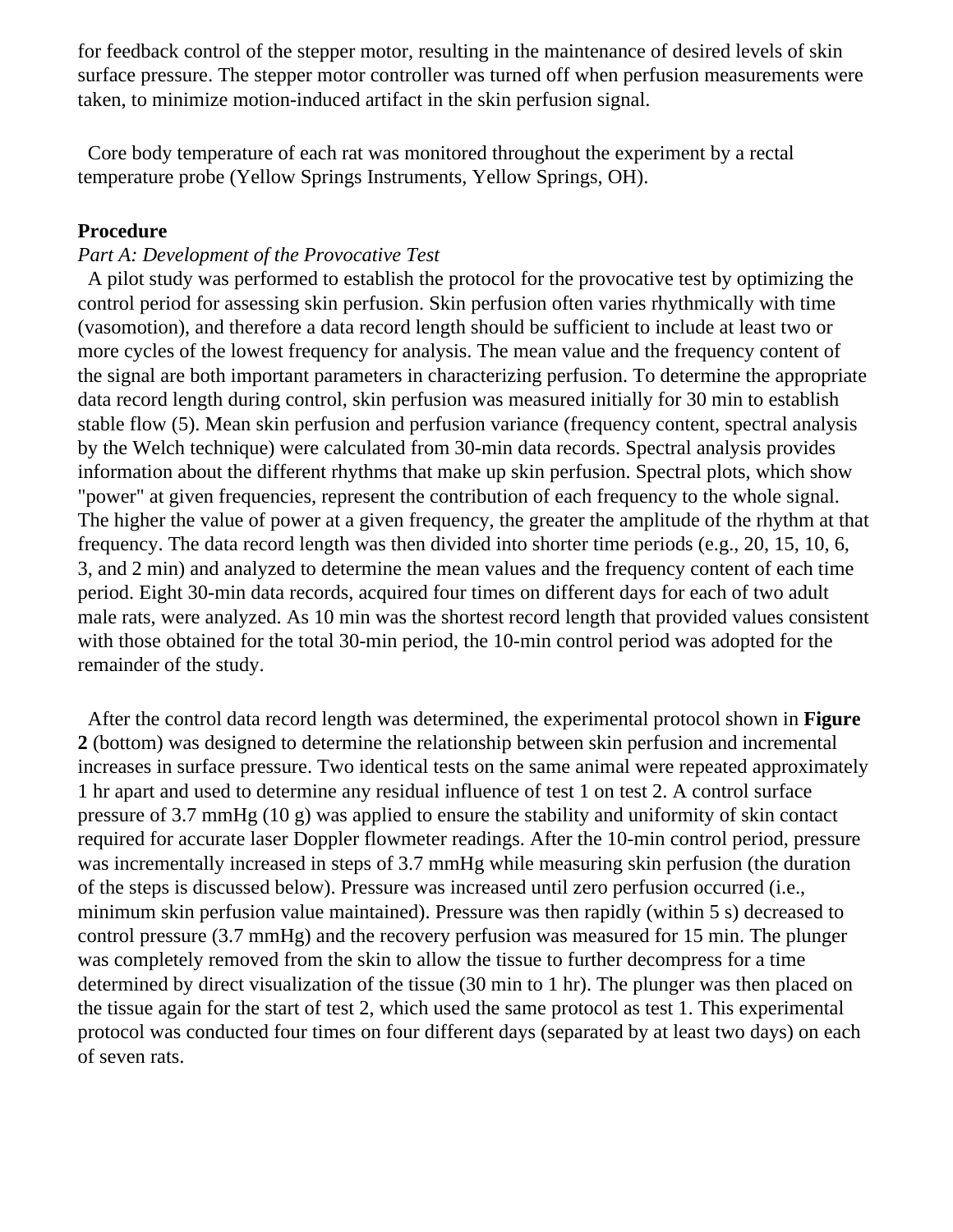for feedback control of the stepper motor, resulting in the maintenance of desired levels of skin surface pressure. The stepper motor controller was turned off when perfusion measurements were taken, to minimize motion-induced artifact in the skin perfusion signal.

Core body temperature of each rat was monitored throughout the experiment by a rectal temperature probe (Yellow Springs Instruments, Yellow Springs, OH).

**Procedure**

*Part A: Development of the Provocative Test*

A pilot study was performed to establish the protocol for the provocative test by optimizing the control period for assessing skin perfusion. Skin perfusion often varies rhythmically with time (vasomotion), and therefore a data record length should be sufficient to include at least two or more cycles of the lowest frequency for analysis. The mean value and the frequency content of the signal are both important parameters in characterizing perfusion. To determine the appropriate data record length during control, skin perfusion was measured initially for 30 min to establish stable flow (5). Mean skin perfusion and perfusion variance (frequency content, spectral analysis by the Welch technique) were calculated from 30-min data records. Spectral analysis provides information about the different rhythms that make up skin perfusion. Spectral plots, which show "power" at given frequencies, represent the contribution of each frequency to the whole signal. The higher the value of power at a given frequency, the greater the amplitude of the rhythm at that frequency. The data record length was then divided into shorter time periods (e.g., 20, 15, 10, 6, 3, and 2 min) and analyzed to determine the mean values and the frequency content of each time period. Eight 30-min data records, acquired four times on different days for each of two adult male rats, were analyzed. As 10 min was the shortest record length that provided values consistent with those obtained for the total 30-min period, the 10-min control period was adopted for the remainder of the study.

After the control data record length was determined, the experimental protocol shown in **Figure 2** (bottom) was designed to determine the relationship between skin perfusion and incremental increases in surface pressure. Two identical tests on the same animal were repeated approximately 1 hr apart and used to determine any residual influence of test 1 on test 2. A control surface pressure of 3.7 mmHg (10 g) was applied to ensure the stability and uniformity of skin contact required for accurate laser Doppler flowmeter readings. After the 10-min control period, pressure was incrementally increased in steps of 3.7 mmHg while measuring skin perfusion (the duration of the steps is discussed below). Pressure was increased until zero perfusion occurred (i.e., minimum skin perfusion value maintained). Pressure was then rapidly (within 5 s) decreased to control pressure (3.7 mmHg) and the recovery perfusion was measured for 15 min. The plunger was completely removed from the skin to allow the tissue to further decompress for a time determined by direct visualization of the tissue (30 min to 1 hr). The plunger was then placed on the tissue again for the start of test 2, which used the same protocol as test 1. This experimental protocol was conducted four times on four different days (separated by at least two days) on each of seven rats.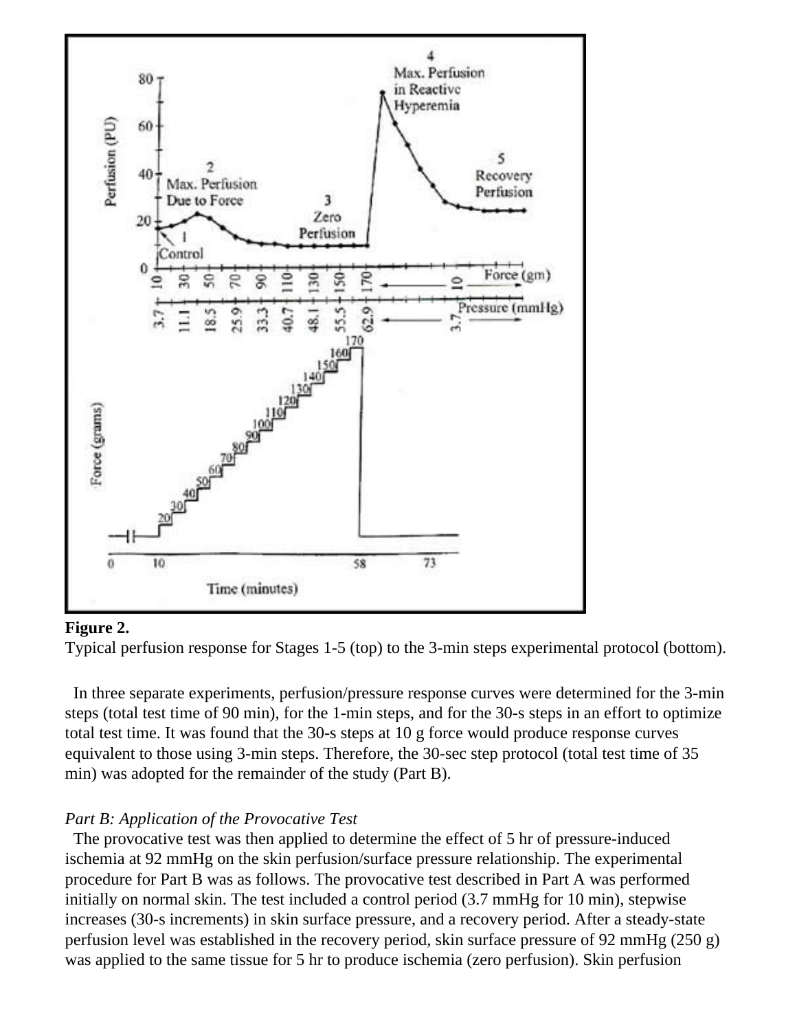**Figure 2.**
Typical perfusion response for Stages 1-5 (top) to the 3-min steps experimental protocol (bottom).

In three separate experiments, perfusion/pressure response curves were determined for the 3-min steps (total test time of 90 min), for the 1-min steps, and for the 30-s steps in an effort to optimize total test time. It was found that the 30-s steps at 10 g force would produce response curves equivalent to those using 3-min steps. Therefore, the 30-sec step protocol (total test time of 35 min) was adopted for the remainder of the study (Part B).

*Part B: Application of the Provocative Test*

The provocative test was then applied to determine the effect of 5 hr of pressure-induced ischemia at 92 mmHg on the skin perfusion/surface pressure relationship. The experimental procedure for Part B was as follows. The provocative test described in Part A was performed initially on normal skin. The test included a control period (3.7 mmHg for 10 min), stepwise increases (30-s increments) in skin surface pressure, and a recovery period. After a steady-state perfusion level was established in the recovery period, skin surface pressure of 92 mmHg (250 g) was applied to the same tissue for 5 hr to produce ischemia (zero perfusion). Skin perfusion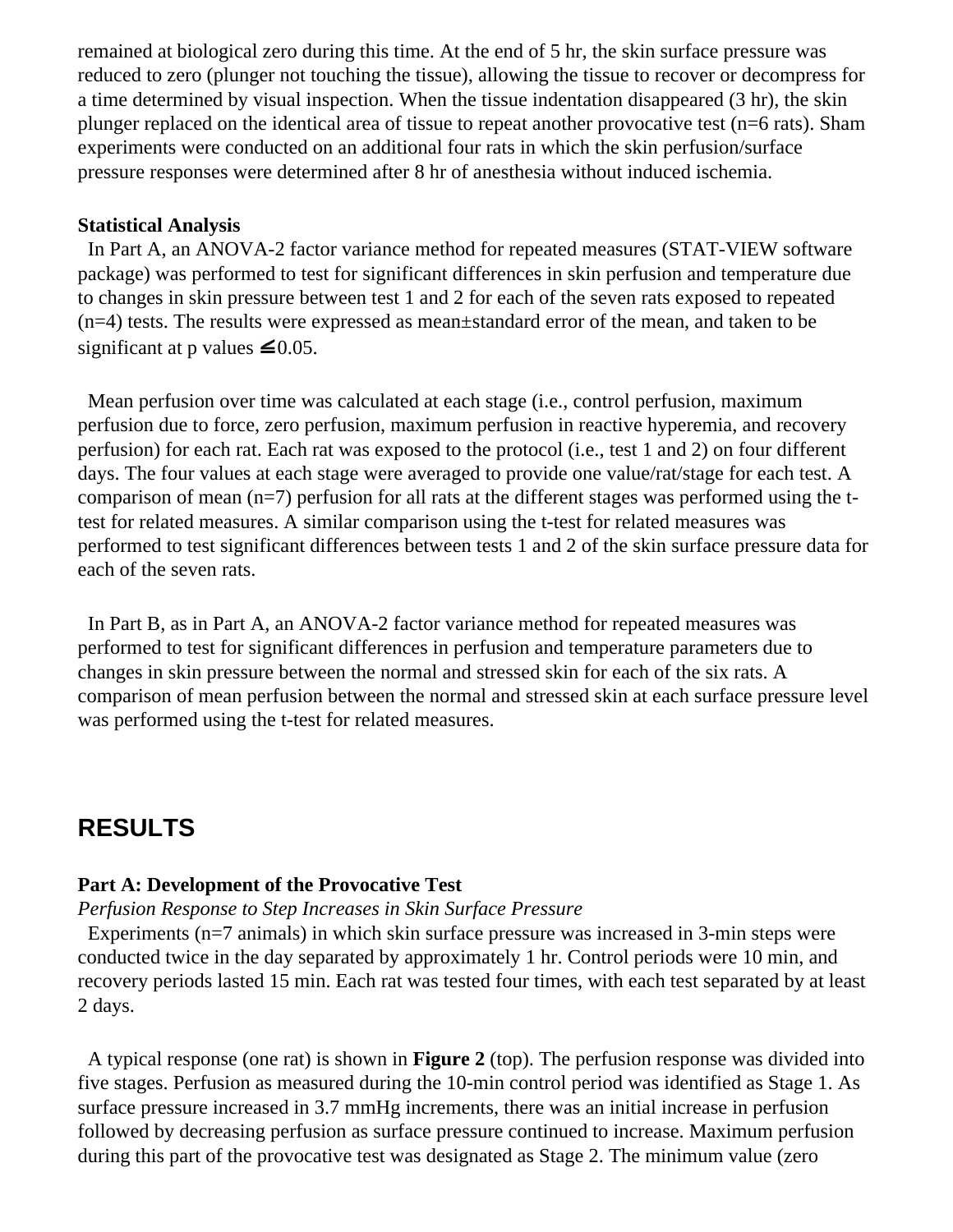remained at biological zero during this time. At the end of 5 hr, the skin surface pressure was reduced to zero (plunger not touching the tissue), allowing the tissue to recover or decompress for a time determined by visual inspection. When the tissue indentation disappeared (3 hr), the skin plunger replaced on the identical area of tissue to repeat another provocative test (n=6 rats). Sham experiments were conducted on an additional four rats in which the skin perfusion/surface pressure responses were determined after 8 hr of anesthesia without induced ischemia.

### Statistical Analysis

In Part A, an ANOVA-2 factor variance method for repeated measures (STAT-VIEW software package) was performed to test for significant differences in skin perfusion and temperature due to changes in skin pressure between test 1 and 2 for each of the seven rats exposed to repeated (n=4) tests. The results were expressed as mean±standard error of the mean, and taken to be significant at p values $\leq 0.05$.

Mean perfusion over time was calculated at each stage (i.e., control perfusion, maximum perfusion due to force, zero perfusion, maximum perfusion in reactive hyperemia, and recovery perfusion) for each rat. Each rat was exposed to the protocol (i.e., test 1 and 2) on four different days. The four values at each stage were averaged to provide one value/rat/stage for each test. A comparison of mean (n=7) perfusion for all rats at the different stages was performed using the t-test for related measures. A similar comparison using the t-test for related measures was performed to test significant differences between tests 1 and 2 of the skin surface pressure data for each of the seven rats.

In Part B, as in Part A, an ANOVA-2 factor variance method for repeated measures was performed to test for significant differences in perfusion and temperature parameters due to changes in skin pressure between the normal and stressed skin for each of the six rats. A comparison of mean perfusion between the normal and stressed skin at each surface pressure level was performed using the t-test for related measures.

## RESULTS

### Part A: Development of the Provocative Test

*Perfusion Response to Step Increases in Skin Surface Pressure*

Experiments (n=7 animals) in which skin surface pressure was increased in 3-min steps were conducted twice in the day separated by approximately 1 hr. Control periods were 10 min, and recovery periods lasted 15 min. Each rat was tested four times, with each test separated by at least 2 days.

A typical response (one rat) is shown in **Figure 2** (top). The perfusion response was divided into five stages. Perfusion as measured during the 10-min control period was identified as Stage 1. As surface pressure increased in 3.7 mmHg increments, there was an initial increase in perfusion followed by decreasing perfusion as surface pressure continued to increase. Maximum perfusion during this part of the provocative test was designated as Stage 2. The minimum value (zero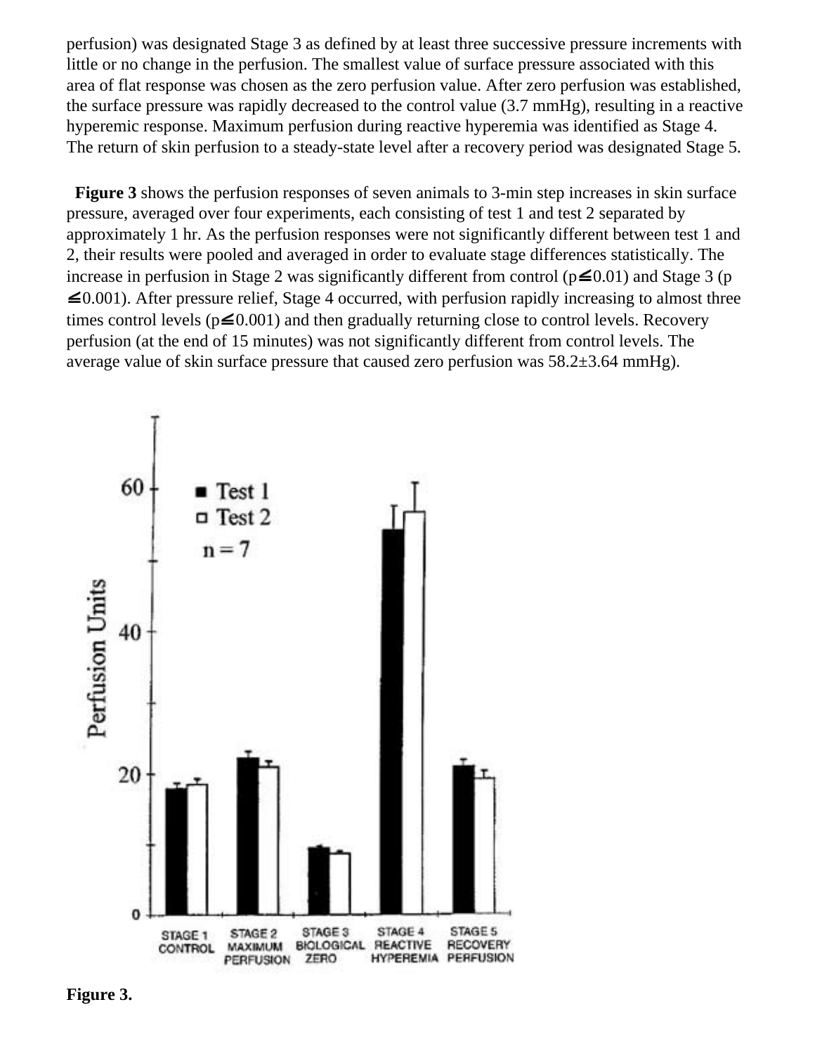perfusion) was designated Stage 3 as defined by at least three successive pressure increments with little or no change in the perfusion. The smallest value of surface pressure associated with this area of flat response was chosen as the zero perfusion value. After zero perfusion was established, the surface pressure was rapidly decreased to the control value (3.7 mmHg), resulting in a reactive hyperemic response. Maximum perfusion during reactive hyperemia was identified as Stage 4. The return of skin perfusion to a steady-state level after a recovery period was designated Stage 5.

**Figure 3** shows the perfusion responses of seven animals to 3-min step increases in skin surface pressure, averaged over four experiments, each consisting of test 1 and test 2 separated by approximately 1 hr. As the perfusion responses were not significantly different between test 1 and 2, their results were pooled and averaged in order to evaluate stage differences statistically. The increase in perfusion in Stage 2 was significantly different from control ($p \leq 0.01$) and Stage 3 ($p \leq 0.001$). After pressure relief, Stage 4 occurred, with perfusion rapidly increasing to almost three times control levels ($p \leq 0.001$) and then gradually returning close to control levels. Recovery perfusion (at the end of 15 minutes) was not significantly different from control levels. The average value of skin surface pressure that caused zero perfusion was 58.2±3.64 mmHg).

**Figure 3.**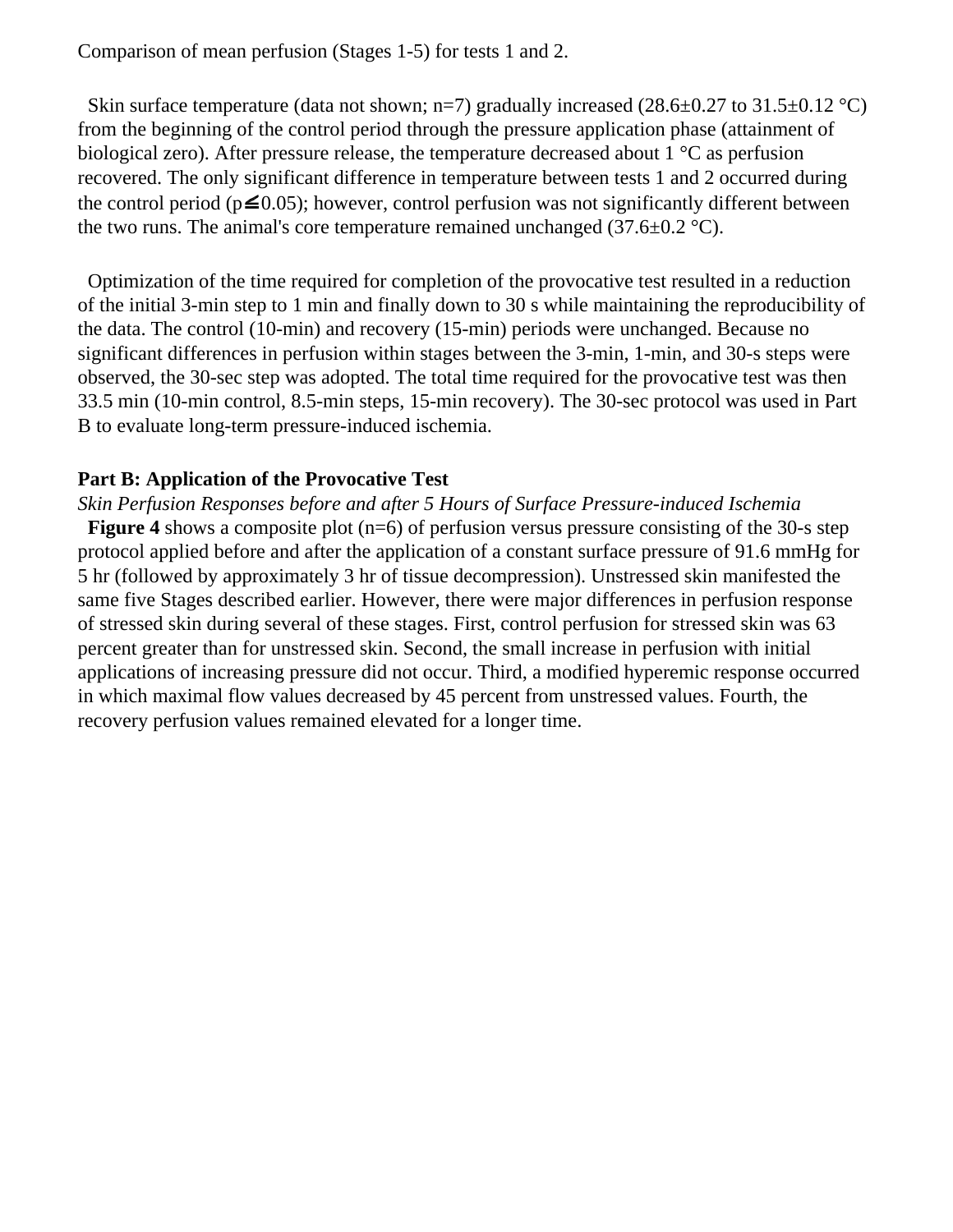Comparison of mean perfusion (Stages 1-5) for tests 1 and 2.

Skin surface temperature (data not shown; n=7) gradually increased (28.6±0.27 to 31.5±0.12 °C) from the beginning of the control period through the pressure application phase (attainment of biological zero). After pressure release, the temperature decreased about 1 °C as perfusion recovered. The only significant difference in temperature between tests 1 and 2 occurred during the control period ($p \leq 0.05$); however, control perfusion was not significantly different between the two runs. The animal's core temperature remained unchanged (37.6±0.2 °C).

Optimization of the time required for completion of the provocative test resulted in a reduction of the initial 3-min step to 1 min and finally down to 30 s while maintaining the reproducibility of the data. The control (10-min) and recovery (15-min) periods were unchanged. Because no significant differences in perfusion within stages between the 3-min, 1-min, and 30-s steps were observed, the 30-sec step was adopted. The total time required for the provocative test was then 33.5 min (10-min control, 8.5-min steps, 15-min recovery). The 30-sec protocol was used in Part B to evaluate long-term pressure-induced ischemia.

**Part B: Application of the Provocative Test**

*Skin Perfusion Responses before and after 5 Hours of Surface Pressure-induced Ischemia*

**Figure 4** shows a composite plot (n=6) of perfusion versus pressure consisting of the 30-s step protocol applied before and after the application of a constant surface pressure of 91.6 mmHg for 5 hr (followed by approximately 3 hr of tissue decompression). Unstressed skin manifested the same five Stages described earlier. However, there were major differences in perfusion response of stressed skin during several of these stages. First, control perfusion for stressed skin was 63 percent greater than for unstressed skin. Second, the small increase in perfusion with initial applications of increasing pressure did not occur. Third, a modified hyperemic response occurred in which maximal flow values decreased by 45 percent from unstressed values. Fourth, the recovery perfusion values remained elevated for a longer time.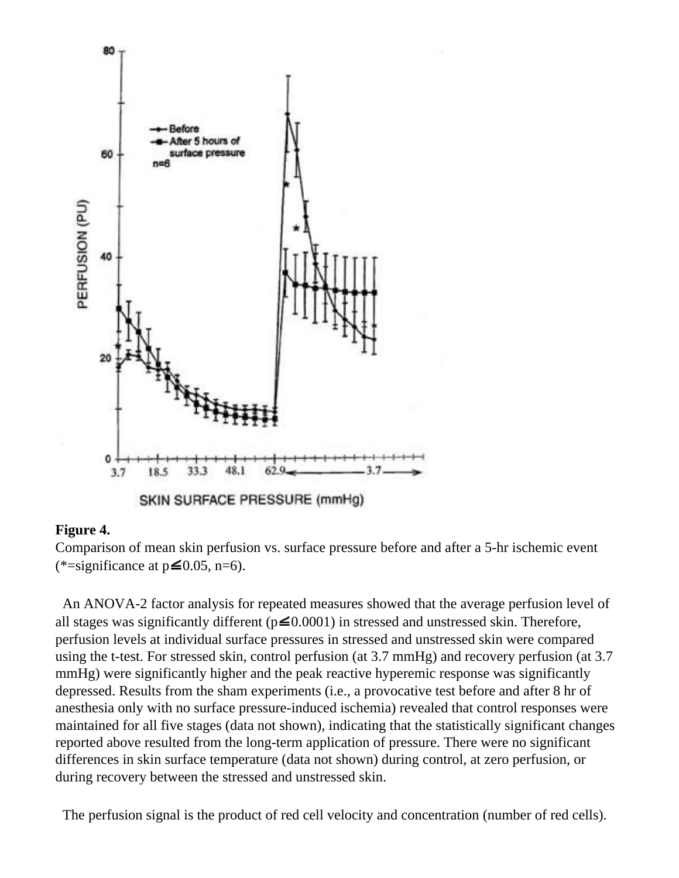**Figure 4.**

Comparison of mean skin perfusion vs. surface pressure before and after a 5-hr ischemic event (*=significance at $p \leqq 0.05$, n=6).

An ANOVA-2 factor analysis for repeated measures showed that the average perfusion level of all stages was significantly different ($p \leqq 0.0001$) in stressed and unstressed skin. Therefore, perfusion levels at individual surface pressures in stressed and unstressed skin were compared using the t-test. For stressed skin, control perfusion (at 3.7 mmHg) and recovery perfusion (at 3.7 mmHg) were significantly higher and the peak reactive hyperemic response was significantly depressed. Results from the sham experiments (i.e., a provocative test before and after 8 hr of anesthesia only with no surface pressure-induced ischemia) revealed that control responses were maintained for all five stages (data not shown), indicating that the statistically significant changes reported above resulted from the long-term application of pressure. There were no significant differences in skin surface temperature (data not shown) during control, at zero perfusion, or during recovery between the stressed and unstressed skin.

The perfusion signal is the product of red cell velocity and concentration (number of red cells).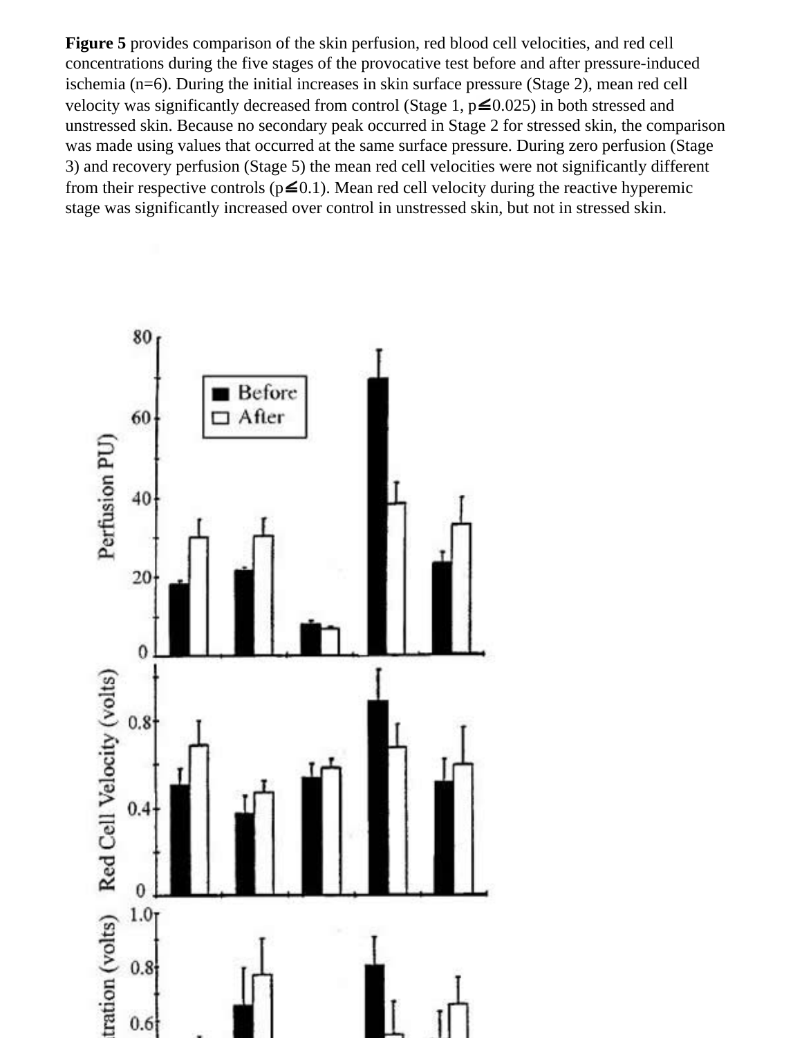**Figure 5** provides comparison of the skin perfusion, red blood cell velocities, and red cell concentrations during the five stages of the provocative test before and after pressure-induced ischemia (n=6). During the initial increases in skin surface pressure (Stage 2), mean red cell velocity was significantly decreased from control (Stage 1, $p \leq 0.025$) in both stressed and unstressed skin. Because no secondary peak occurred in Stage 2 for stressed skin, the comparison was made using values that occurred at the same surface pressure. During zero perfusion (Stage 3) and recovery perfusion (Stage 5) the mean red cell velocities were not significantly different from their respective controls ($p \leq 0.1$). Mean red cell velocity during the reactive hyperemic stage was significantly increased over control in unstressed skin, but not in stressed skin.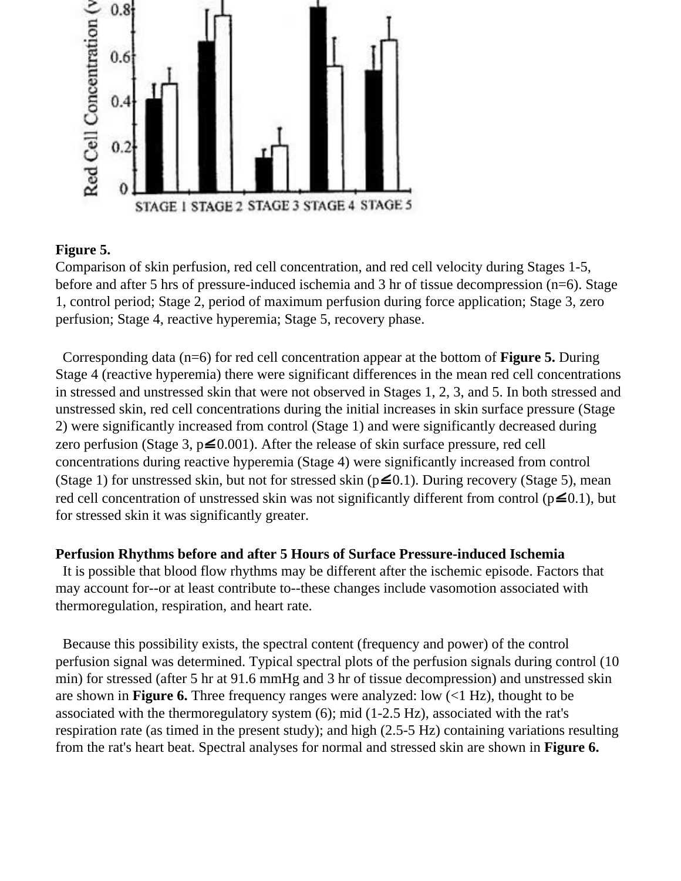**Figure 5.**
Comparison of skin perfusion, red cell concentration, and red cell velocity during Stages 1-5, before and after 5 hrs of pressure-induced ischemia and 3 hr of tissue decompression (n=6). Stage 1, control period; Stage 2, period of maximum perfusion during force application; Stage 3, zero perfusion; Stage 4, reactive hyperemia; Stage 5, recovery phase.

Corresponding data (n=6) for red cell concentration appear at the bottom of **Figure 5.** During Stage 4 (reactive hyperemia) there were significant differences in the mean red cell concentrations in stressed and unstressed skin that were not observed in Stages 1, 2, 3, and 5. In both stressed and unstressed skin, red cell concentrations during the initial increases in skin surface pressure (Stage 2) were significantly increased from control (Stage 1) and were significantly decreased during zero perfusion (Stage 3, $p \leq 0.001$). After the release of skin surface pressure, red cell concentrations during reactive hyperemia (Stage 4) were significantly increased from control (Stage 1) for unstressed skin, but not for stressed skin ($p \leq 0.1$). During recovery (Stage 5), mean red cell concentration of unstressed skin was not significantly different from control ($p \leq 0.1$), but for stressed skin it was significantly greater.

**Perfusion Rhythms before and after 5 Hours of Surface Pressure-induced Ischemia**

It is possible that blood flow rhythms may be different after the ischemic episode. Factors that may account for--or at least contribute to--these changes include vasomotion associated with thermoregulation, respiration, and heart rate.

Because this possibility exists, the spectral content (frequency and power) of the control perfusion signal was determined. Typical spectral plots of the perfusion signals during control (10 min) for stressed (after 5 hr at 91.6 mmHg and 3 hr of tissue decompression) and unstressed skin are shown in **Figure 6.** Three frequency ranges were analyzed: low (<1 Hz), thought to be associated with the thermoregulatory system (6); mid (1-2.5 Hz), associated with the rat's respiration rate (as timed in the present study); and high (2.5-5 Hz) containing variations resulting from the rat's heart beat. Spectral analyses for normal and stressed skin are shown in **Figure 6.**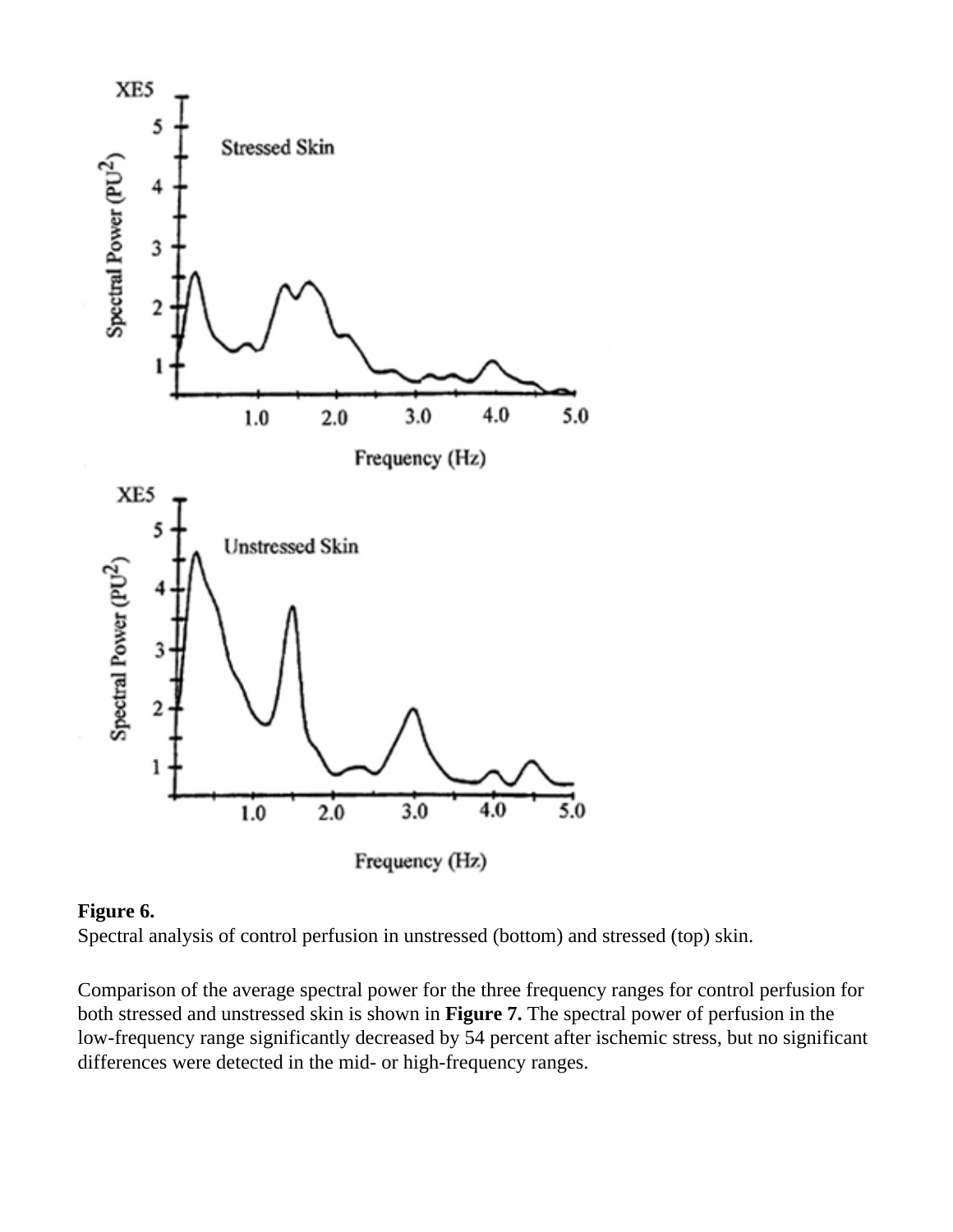**Figure 6.**
Spectral analysis of control perfusion in unstressed (bottom) and stressed (top) skin.

Comparison of the average spectral power for the three frequency ranges for control perfusion for both stressed and unstressed skin is shown in **Figure 7.** The spectral power of perfusion in the low-frequency range significantly decreased by 54 percent after ischemic stress, but no significant differences were detected in the mid- or high-frequency ranges.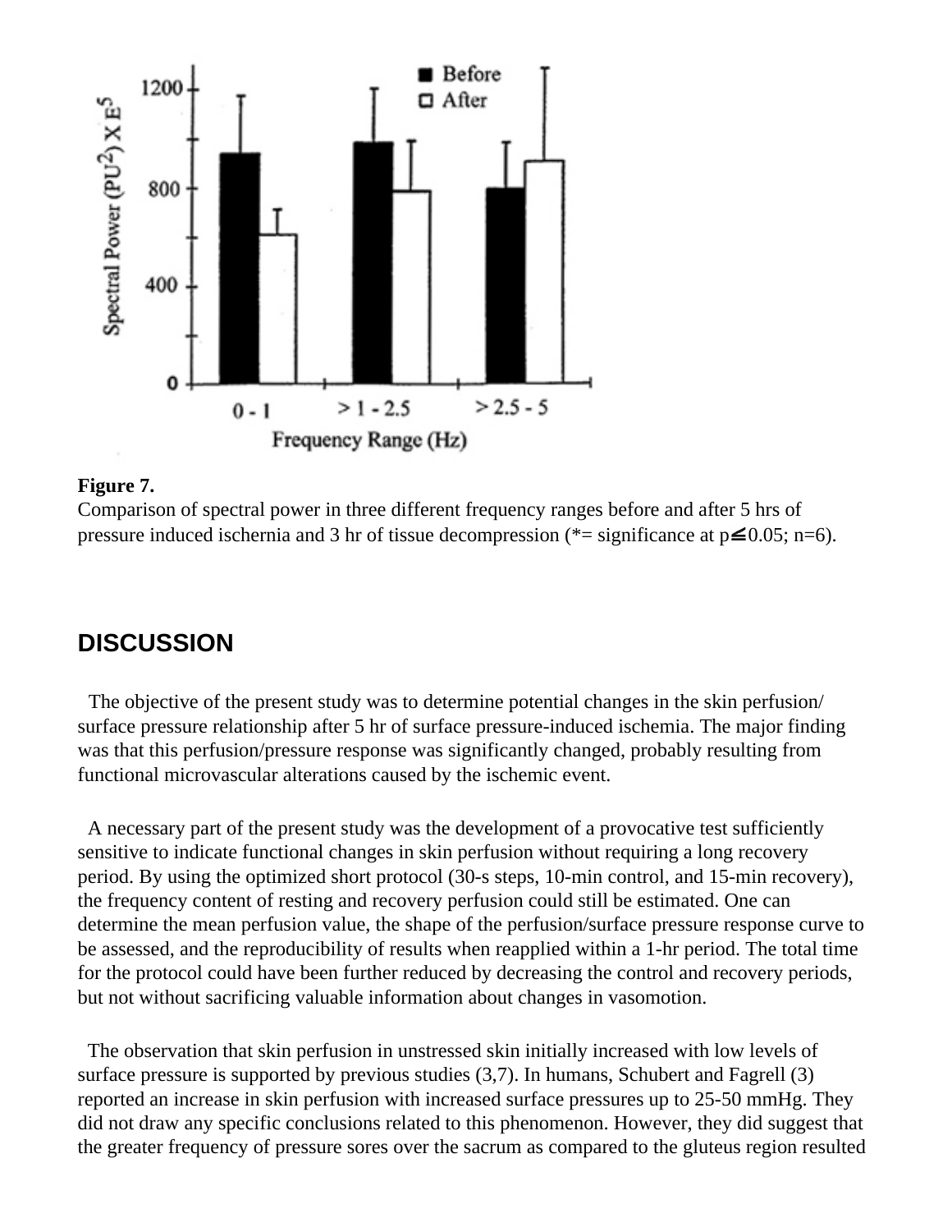**Figure 7.**
Comparison of spectral power in three different frequency ranges before and after 5 hrs of pressure induced ischernia and 3 hr of tissue decompression (*= significance at $p \leq 0.05$; n=6).

## DISCUSSION

The objective of the present study was to determine potential changes in the skin perfusion/ surface pressure relationship after 5 hr of surface pressure-induced ischemia. The major finding was that this perfusion/pressure response was significantly changed, probably resulting from functional microvascular alterations caused by the ischemic event.

A necessary part of the present study was the development of a provocative test sufficiently sensitive to indicate functional changes in skin perfusion without requiring a long recovery period. By using the optimized short protocol (30-s steps, 10-min control, and 15-min recovery), the frequency content of resting and recovery perfusion could still be estimated. One can determine the mean perfusion value, the shape of the perfusion/surface pressure response curve to be assessed, and the reproducibility of results when reapplied within a 1-hr period. The total time for the protocol could have been further reduced by decreasing the control and recovery periods, but not without sacrificing valuable information about changes in vasomotion.

The observation that skin perfusion in unstressed skin initially increased with low levels of surface pressure is supported by previous studies (3,7). In humans, Schubert and Fagrell (3) reported an increase in skin perfusion with increased surface pressures up to 25-50 mmHg. They did not draw any specific conclusions related to this phenomenon. However, they did suggest that the greater frequency of pressure sores over the sacrum as compared to the gluteus region resulted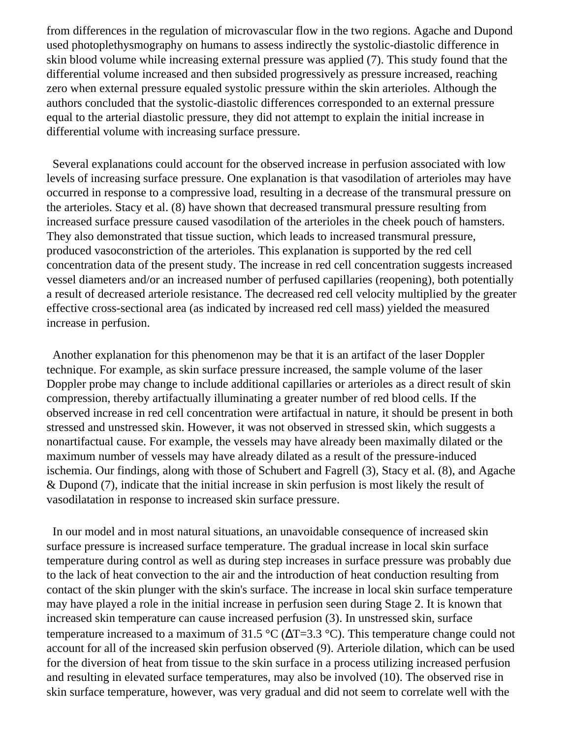from differences in the regulation of microvascular flow in the two regions. Agache and Dupond used photoplethysmography on humans to assess indirectly the systolic-diastolic difference in skin blood volume while increasing external pressure was applied (7). This study found that the differential volume increased and then subsided progressively as pressure increased, reaching zero when external pressure equaled systolic pressure within the skin arterioles. Although the authors concluded that the systolic-diastolic differences corresponded to an external pressure equal to the arterial diastolic pressure, they did not attempt to explain the initial increase in differential volume with increasing surface pressure.

Several explanations could account for the observed increase in perfusion associated with low levels of increasing surface pressure. One explanation is that vasodilation of arterioles may have occurred in response to a compressive load, resulting in a decrease of the transmural pressure on the arterioles. Stacy et al. (8) have shown that decreased transmural pressure resulting from increased surface pressure caused vasodilation of the arterioles in the cheek pouch of hamsters. They also demonstrated that tissue suction, which leads to increased transmural pressure, produced vasoconstriction of the arterioles. This explanation is supported by the red cell concentration data of the present study. The increase in red cell concentration suggests increased vessel diameters and/or an increased number of perfused capillaries (reopening), both potentially a result of decreased arteriole resistance. The decreased red cell velocity multiplied by the greater effective cross-sectional area (as indicated by increased red cell mass) yielded the measured increase in perfusion.

Another explanation for this phenomenon may be that it is an artifact of the laser Doppler technique. For example, as skin surface pressure increased, the sample volume of the laser Doppler probe may change to include additional capillaries or arterioles as a direct result of skin compression, thereby artifactually illuminating a greater number of red blood cells. If the observed increase in red cell concentration were artifactual in nature, it should be present in both stressed and unstressed skin. However, it was not observed in stressed skin, which suggests a nonartifactual cause. For example, the vessels may have already been maximally dilated or the maximum number of vessels may have already dilated as a result of the pressure-induced ischemia. Our findings, along with those of Schubert and Fagrell (3), Stacy et al. (8), and Agache & Dupond (7), indicate that the initial increase in skin perfusion is most likely the result of vasodilatation in response to increased skin surface pressure.

In our model and in most natural situations, an unavoidable consequence of increased skin surface pressure is increased surface temperature. The gradual increase in local skin surface temperature during control as well as during step increases in surface pressure was probably due to the lack of heat convection to the air and the introduction of heat conduction resulting from contact of the skin plunger with the skin's surface. The increase in local skin surface temperature may have played a role in the initial increase in perfusion seen during Stage 2. It is known that increased skin temperature can cause increased perfusion (3). In unstressed skin, surface temperature increased to a maximum of 31.5 °C ($\Delta$T=3.3 °C). This temperature change could not account for all of the increased skin perfusion observed (9). Arteriole dilation, which can be used for the diversion of heat from tissue to the skin surface in a process utilizing increased perfusion and resulting in elevated surface temperatures, may also be involved (10). The observed rise in skin surface temperature, however, was very gradual and did not seem to correlate well with the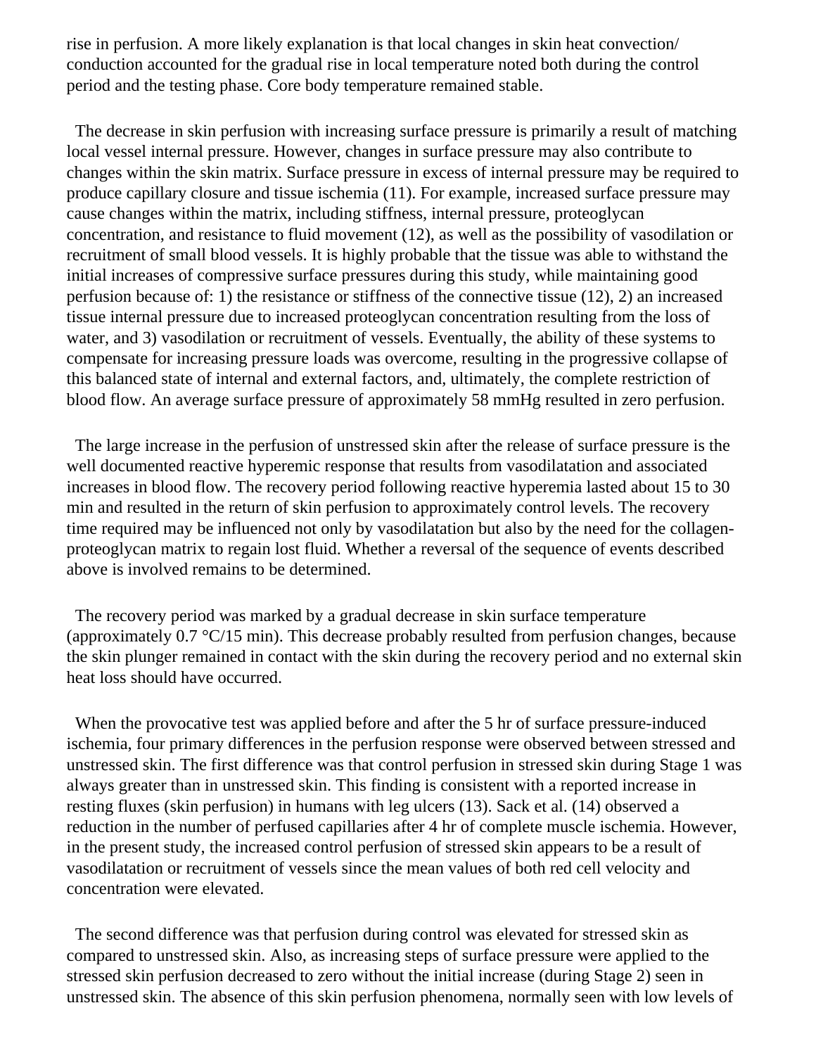rise in perfusion. A more likely explanation is that local changes in skin heat convection/ conduction accounted for the gradual rise in local temperature noted both during the control period and the testing phase. Core body temperature remained stable.

The decrease in skin perfusion with increasing surface pressure is primarily a result of matching local vessel internal pressure. However, changes in surface pressure may also contribute to changes within the skin matrix. Surface pressure in excess of internal pressure may be required to produce capillary closure and tissue ischemia (11). For example, increased surface pressure may cause changes within the matrix, including stiffness, internal pressure, proteoglycan concentration, and resistance to fluid movement (12), as well as the possibility of vasodilation or recruitment of small blood vessels. It is highly probable that the tissue was able to withstand the initial increases of compressive surface pressures during this study, while maintaining good perfusion because of: 1) the resistance or stiffness of the connective tissue (12), 2) an increased tissue internal pressure due to increased proteoglycan concentration resulting from the loss of water, and 3) vasodilation or recruitment of vessels. Eventually, the ability of these systems to compensate for increasing pressure loads was overcome, resulting in the progressive collapse of this balanced state of internal and external factors, and, ultimately, the complete restriction of blood flow. An average surface pressure of approximately 58 mmHg resulted in zero perfusion.

The large increase in the perfusion of unstressed skin after the release of surface pressure is the well documented reactive hyperemic response that results from vasodilatation and associated increases in blood flow. The recovery period following reactive hyperemia lasted about 15 to 30 min and resulted in the return of skin perfusion to approximately control levels. The recovery time required may be influenced not only by vasodilatation but also by the need for the collagen-proteoglycan matrix to regain lost fluid. Whether a reversal of the sequence of events described above is involved remains to be determined.

The recovery period was marked by a gradual decrease in skin surface temperature (approximately 0.7 °C/15 min). This decrease probably resulted from perfusion changes, because the skin plunger remained in contact with the skin during the recovery period and no external skin heat loss should have occurred.

When the provocative test was applied before and after the 5 hr of surface pressure-induced ischemia, four primary differences in the perfusion response were observed between stressed and unstressed skin. The first difference was that control perfusion in stressed skin during Stage 1 was always greater than in unstressed skin. This finding is consistent with a reported increase in resting fluxes (skin perfusion) in humans with leg ulcers (13). Sack et al. (14) observed a reduction in the number of perfused capillaries after 4 hr of complete muscle ischemia. However, in the present study, the increased control perfusion of stressed skin appears to be a result of vasodilatation or recruitment of vessels since the mean values of both red cell velocity and concentration were elevated.

The second difference was that perfusion during control was elevated for stressed skin as compared to unstressed skin. Also, as increasing steps of surface pressure were applied to the stressed skin perfusion decreased to zero without the initial increase (during Stage 2) seen in unstressed skin. The absence of this skin perfusion phenomena, normally seen with low levels of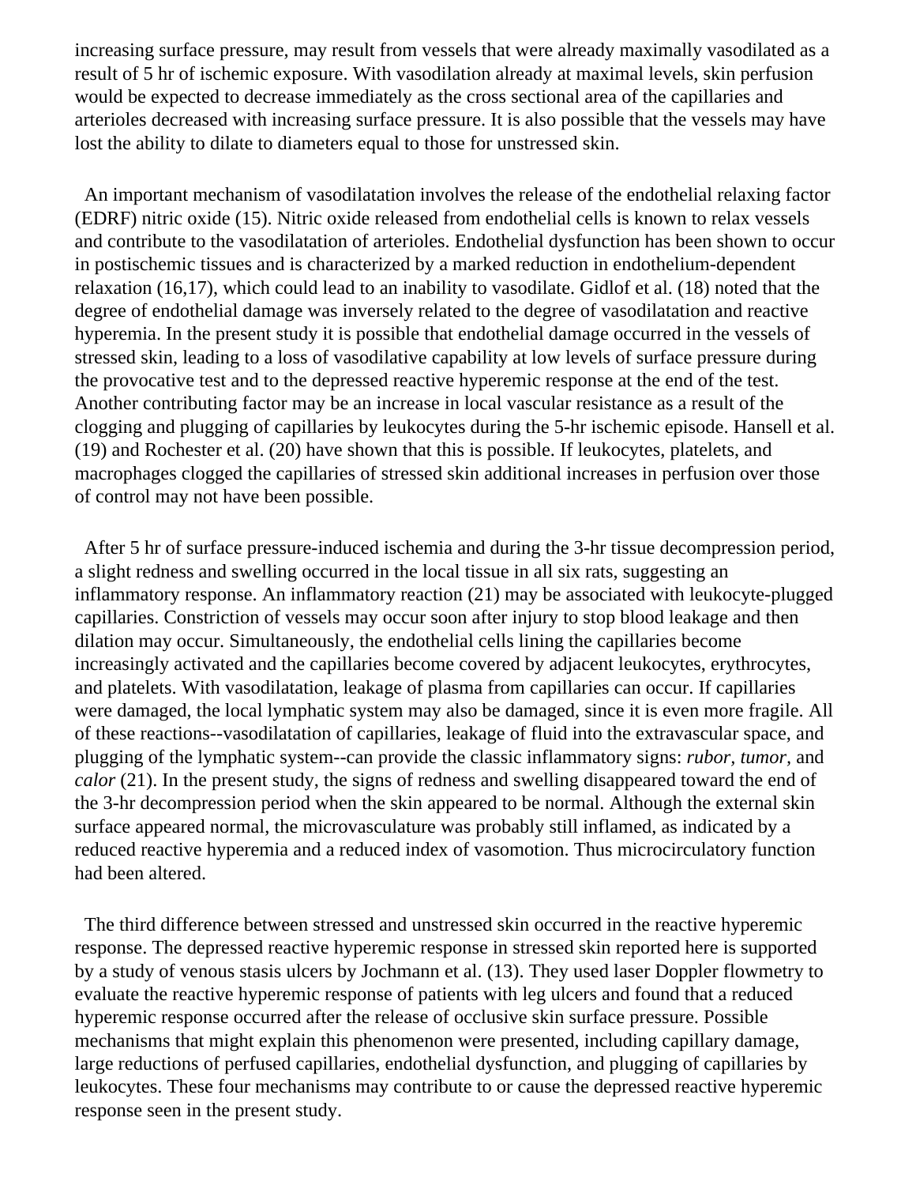increasing surface pressure, may result from vessels that were already maximally vasodilated as a result of 5 hr of ischemic exposure. With vasodilation already at maximal levels, skin perfusion would be expected to decrease immediately as the cross sectional area of the capillaries and arterioles decreased with increasing surface pressure. It is also possible that the vessels may have lost the ability to dilate to diameters equal to those for unstressed skin.

An important mechanism of vasodilatation involves the release of the endothelial relaxing factor (EDRF) nitric oxide (15). Nitric oxide released from endothelial cells is known to relax vessels and contribute to the vasodilatation of arterioles. Endothelial dysfunction has been shown to occur in postischemic tissues and is characterized by a marked reduction in endothelium-dependent relaxation (16,17), which could lead to an inability to vasodilate. Gidlof et al. (18) noted that the degree of endothelial damage was inversely related to the degree of vasodilatation and reactive hyperemia. In the present study it is possible that endothelial damage occurred in the vessels of stressed skin, leading to a loss of vasodilative capability at low levels of surface pressure during the provocative test and to the depressed reactive hyperemic response at the end of the test. Another contributing factor may be an increase in local vascular resistance as a result of the clogging and plugging of capillaries by leukocytes during the 5-hr ischemic episode. Hansell et al. (19) and Rochester et al. (20) have shown that this is possible. If leukocytes, platelets, and macrophages clogged the capillaries of stressed skin additional increases in perfusion over those of control may not have been possible.

After 5 hr of surface pressure-induced ischemia and during the 3-hr tissue decompression period, a slight redness and swelling occurred in the local tissue in all six rats, suggesting an inflammatory response. An inflammatory reaction (21) may be associated with leukocyte-plugged capillaries. Constriction of vessels may occur soon after injury to stop blood leakage and then dilation may occur. Simultaneously, the endothelial cells lining the capillaries become increasingly activated and the capillaries become covered by adjacent leukocytes, erythrocytes, and platelets. With vasodilatation, leakage of plasma from capillaries can occur. If capillaries were damaged, the local lymphatic system may also be damaged, since it is even more fragile. All of these reactions--vasodilatation of capillaries, leakage of fluid into the extravascular space, and plugging of the lymphatic system--can provide the classic inflammatory signs: *rubor*, *tumor*, and *calor* (21). In the present study, the signs of redness and swelling disappeared toward the end of the 3-hr decompression period when the skin appeared to be normal. Although the external skin surface appeared normal, the microvasculature was probably still inflamed, as indicated by a reduced reactive hyperemia and a reduced index of vasomotion. Thus microcirculatory function had been altered.

The third difference between stressed and unstressed skin occurred in the reactive hyperemic response. The depressed reactive hyperemic response in stressed skin reported here is supported by a study of venous stasis ulcers by Jochmann et al. (13). They used laser Doppler flowmetry to evaluate the reactive hyperemic response of patients with leg ulcers and found that a reduced hyperemic response occurred after the release of occlusive skin surface pressure. Possible mechanisms that might explain this phenomenon were presented, including capillary damage, large reductions of perfused capillaries, endothelial dysfunction, and plugging of capillaries by leukocytes. These four mechanisms may contribute to or cause the depressed reactive hyperemic response seen in the present study.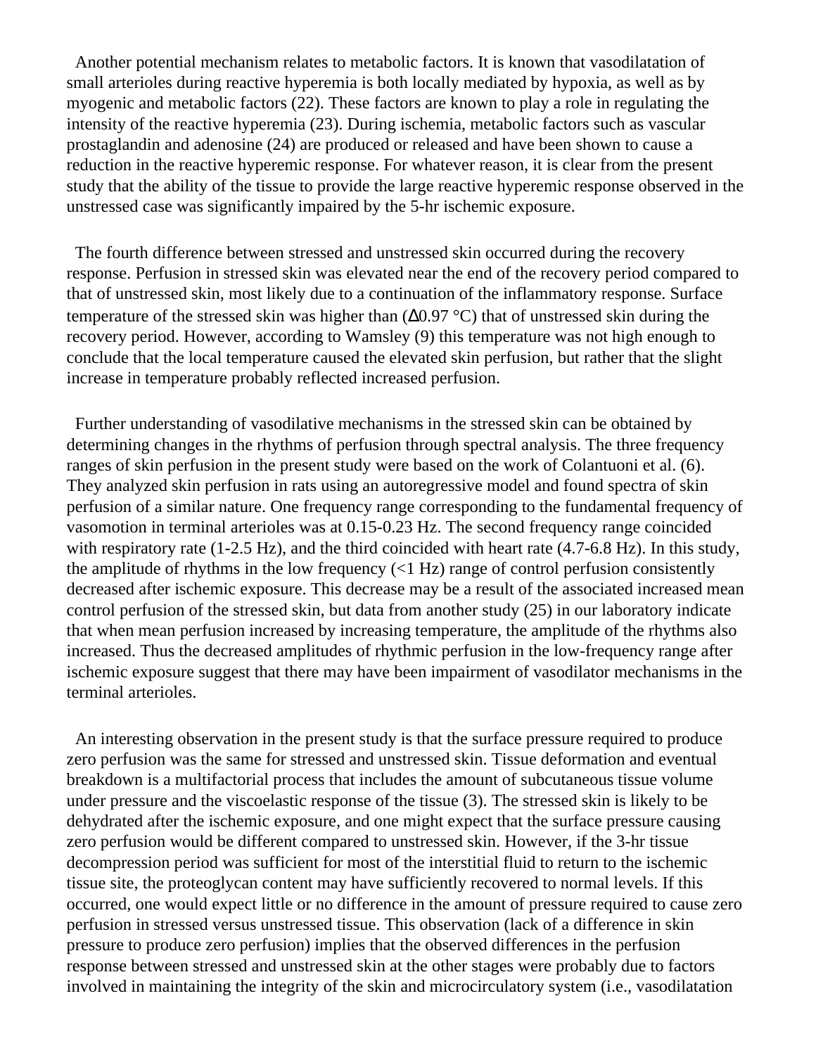Another potential mechanism relates to metabolic factors. It is known that vasodilatation of small arterioles during reactive hyperemia is both locally mediated by hypoxia, as well as by myogenic and metabolic factors (22). These factors are known to play a role in regulating the intensity of the reactive hyperemia (23). During ischemia, metabolic factors such as vascular prostaglandin and adenosine (24) are produced or released and have been shown to cause a reduction in the reactive hyperemic response. For whatever reason, it is clear from the present study that the ability of the tissue to provide the large reactive hyperemic response observed in the unstressed case was significantly impaired by the 5-hr ischemic exposure.

The fourth difference between stressed and unstressed skin occurred during the recovery response. Perfusion in stressed skin was elevated near the end of the recovery period compared to that of unstressed skin, most likely due to a continuation of the inflammatory response. Surface temperature of the stressed skin was higher than ($\Delta$0.97 °C) that of unstressed skin during the recovery period. However, according to Wamsley (9) this temperature was not high enough to conclude that the local temperature caused the elevated skin perfusion, but rather that the slight increase in temperature probably reflected increased perfusion.

Further understanding of vasodilative mechanisms in the stressed skin can be obtained by determining changes in the rhythms of perfusion through spectral analysis. The three frequency ranges of skin perfusion in the present study were based on the work of Colantuoni et al. (6). They analyzed skin perfusion in rats using an autoregressive model and found spectra of skin perfusion of a similar nature. One frequency range corresponding to the fundamental frequency of vasomotion in terminal arterioles was at 0.15-0.23 Hz. The second frequency range coincided with respiratory rate (1-2.5 Hz), and the third coincided with heart rate (4.7-6.8 Hz). In this study, the amplitude of rhythms in the low frequency (<1 Hz) range of control perfusion consistently decreased after ischemic exposure. This decrease may be a result of the associated increased mean control perfusion of the stressed skin, but data from another study (25) in our laboratory indicate that when mean perfusion increased by increasing temperature, the amplitude of the rhythms also increased. Thus the decreased amplitudes of rhythmic perfusion in the low-frequency range after ischemic exposure suggest that there may have been impairment of vasodilator mechanisms in the terminal arterioles.

An interesting observation in the present study is that the surface pressure required to produce zero perfusion was the same for stressed and unstressed skin. Tissue deformation and eventual breakdown is a multifactorial process that includes the amount of subcutaneous tissue volume under pressure and the viscoelastic response of the tissue (3). The stressed skin is likely to be dehydrated after the ischemic exposure, and one might expect that the surface pressure causing zero perfusion would be different compared to unstressed skin. However, if the 3-hr tissue decompression period was sufficient for most of the interstitial fluid to return to the ischemic tissue site, the proteoglycan content may have sufficiently recovered to normal levels. If this occurred, one would expect little or no difference in the amount of pressure required to cause zero perfusion in stressed versus unstressed tissue. This observation (lack of a difference in skin pressure to produce zero perfusion) implies that the observed differences in the perfusion response between stressed and unstressed skin at the other stages were probably due to factors involved in maintaining the integrity of the skin and microcirculatory system (i.e., vasodilatation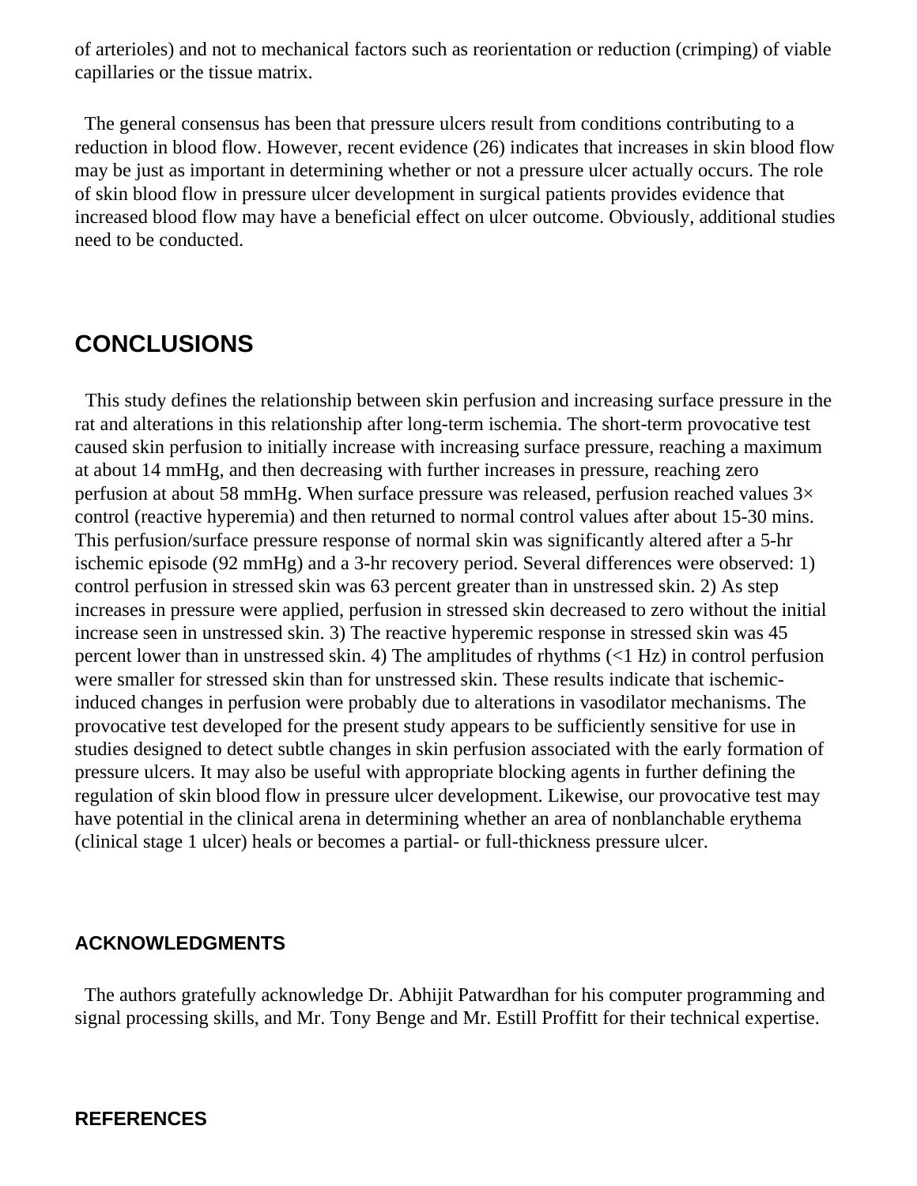of arterioles) and not to mechanical factors such as reorientation or reduction (crimping) of viable capillaries or the tissue matrix.

The general consensus has been that pressure ulcers result from conditions contributing to a reduction in blood flow. However, recent evidence (26) indicates that increases in skin blood flow may be just as important in determining whether or not a pressure ulcer actually occurs. The role of skin blood flow in pressure ulcer development in surgical patients provides evidence that increased blood flow may have a beneficial effect on ulcer outcome. Obviously, additional studies need to be conducted.

## CONCLUSIONS

This study defines the relationship between skin perfusion and increasing surface pressure in the rat and alterations in this relationship after long-term ischemia. The short-term provocative test caused skin perfusion to initially increase with increasing surface pressure, reaching a maximum at about 14 mmHg, and then decreasing with further increases in pressure, reaching zero perfusion at about 58 mmHg. When surface pressure was released, perfusion reached values 3× control (reactive hyperemia) and then returned to normal control values after about 15-30 mins. This perfusion/surface pressure response of normal skin was significantly altered after a 5-hr ischemic episode (92 mmHg) and a 3-hr recovery period. Several differences were observed: 1) control perfusion in stressed skin was 63 percent greater than in unstressed skin. 2) As step increases in pressure were applied, perfusion in stressed skin decreased to zero without the initial increase seen in unstressed skin. 3) The reactive hyperemic response in stressed skin was 45 percent lower than in unstressed skin. 4) The amplitudes of rhythms (<1 Hz) in control perfusion were smaller for stressed skin than for unstressed skin. These results indicate that ischemic-induced changes in perfusion were probably due to alterations in vasodilator mechanisms. The provocative test developed for the present study appears to be sufficiently sensitive for use in studies designed to detect subtle changes in skin perfusion associated with the early formation of pressure ulcers. It may also be useful with appropriate blocking agents in further defining the regulation of skin blood flow in pressure ulcer development. Likewise, our provocative test may have potential in the clinical arena in determining whether an area of nonblanchable erythema (clinical stage 1 ulcer) heals or becomes a partial- or full-thickness pressure ulcer.

### ACKNOWLEDGMENTS

The authors gratefully acknowledge Dr. Abhijit Patwardhan for his computer programming and signal processing skills, and Mr. Tony Benge and Mr. Estill Proffitt for their technical expertise.

### REFERENCES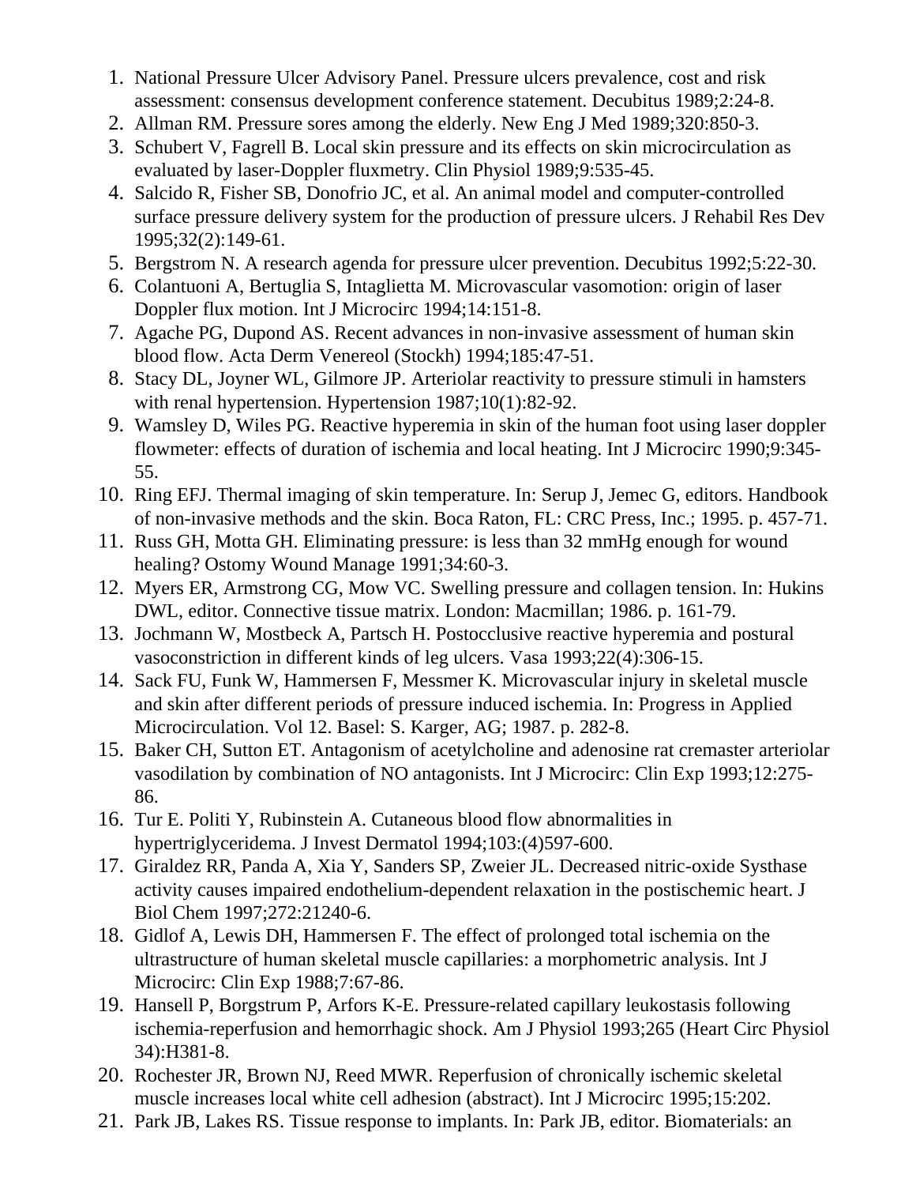1. National Pressure Ulcer Advisory Panel. Pressure ulcers prevalence, cost and risk assessment: consensus development conference statement. Decubitus 1989;2:24-8.
2. Allman RM. Pressure sores among the elderly. New Eng J Med 1989;320:850-3.
3. Schubert V, Fagrell B. Local skin pressure and its effects on skin microcirculation as evaluated by laser-Doppler fluxmetry. Clin Physiol 1989;9:535-45.
4. Salcido R, Fisher SB, Donofrio JC, et al. An animal model and computer-controlled surface pressure delivery system for the production of pressure ulcers. J Rehabil Res Dev 1995;32(2):149-61.
5. Bergstrom N. A research agenda for pressure ulcer prevention. Decubitus 1992;5:22-30.
6. Colantuoni A, Bertuglia S, Intaglietta M. Microvascular vasomotion: origin of laser Doppler flux motion. Int J Microcirc 1994;14:151-8.
7. Agache PG, Dupond AS. Recent advances in non-invasive assessment of human skin blood flow. Acta Derm Venereol (Stockh) 1994;185:47-51.
8. Stacy DL, Joyner WL, Gilmore JP. Arteriolar reactivity to pressure stimuli in hamsters with renal hypertension. Hypertension 1987;10(1):82-92.
9. Wamsley D, Wiles PG. Reactive hyperemia in skin of the human foot using laser doppler flowmeter: effects of duration of ischemia and local heating. Int J Microcirc 1990;9:345-55.
10. Ring EFJ. Thermal imaging of skin temperature. In: Serup J, Jemec G, editors. Handbook of non-invasive methods and the skin. Boca Raton, FL: CRC Press, Inc.; 1995. p. 457-71.
11. Russ GH, Motta GH. Eliminating pressure: is less than 32 mmHg enough for wound healing? Ostomy Wound Manage 1991;34:60-3.
12. Myers ER, Armstrong CG, Mow VC. Swelling pressure and collagen tension. In: Hukins DWL, editor. Connective tissue matrix. London: Macmillan; 1986. p. 161-79.
13. Jochmann W, Mostbeck A, Partsch H. Postocclusive reactive hyperemia and postural vasoconstriction in different kinds of leg ulcers. Vasa 1993;22(4):306-15.
14. Sack FU, Funk W, Hammersen F, Messmer K. Microvascular injury in skeletal muscle and skin after different periods of pressure induced ischemia. In: Progress in Applied Microcirculation. Vol 12. Basel: S. Karger, AG; 1987. p. 282-8.
15. Baker CH, Sutton ET. Antagonism of acetylcholine and adenosine rat cremaster arteriolar vasodilation by combination of NO antagonists. Int J Microcirc: Clin Exp 1993;12:275-86.
16. Tur E. Politi Y, Rubinstein A. Cutaneous blood flow abnormalities in hypertriglyceridema. J Invest Dermatol 1994;103:(4)597-600.
17. Giraldez RR, Panda A, Xia Y, Sanders SP, Zweier JL. Decreased nitric-oxide Systhase activity causes impaired endothelium-dependent relaxation in the postischemic heart. J Biol Chem 1997;272:21240-6.
18. Gidlof A, Lewis DH, Hammersen F. The effect of prolonged total ischemia on the ultrastructure of human skeletal muscle capillaries: a morphometric analysis. Int J Microcirc: Clin Exp 1988;7:67-86.
19. Hansell P, Borgstrum P, Arfors K-E. Pressure-related capillary leukostasis following ischemia-reperfusion and hemorrhagic shock. Am J Physiol 1993;265 (Heart Circ Physiol 34):H381-8.
20. Rochester JR, Brown NJ, Reed MWR. Reperfusion of chronically ischemic skeletal muscle increases local white cell adhesion (abstract). Int J Microcirc 1995;15:202.
21. Park JB, Lakes RS. Tissue response to implants. In: Park JB, editor. Biomaterials: an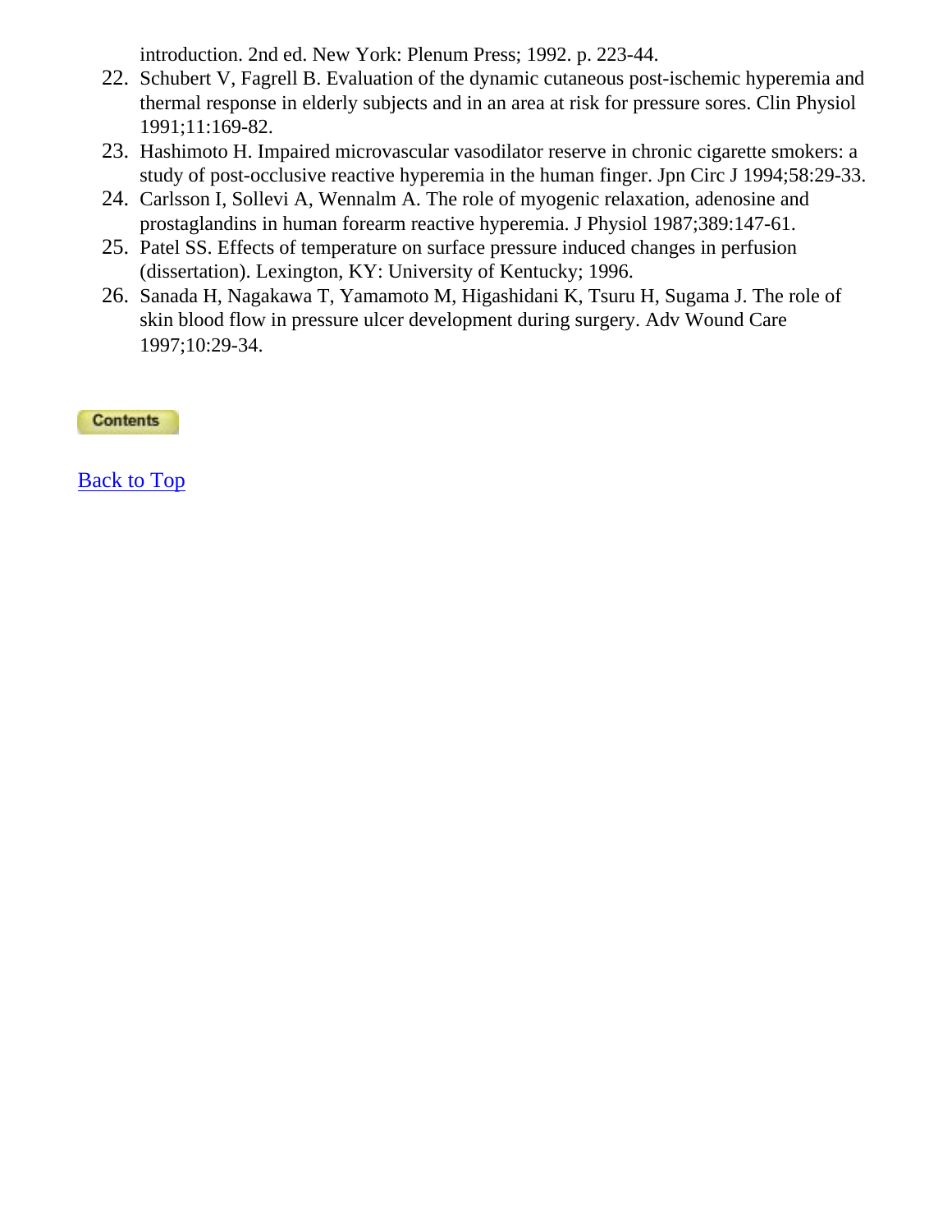introduction. 2nd ed. New York: Plenum Press; 1992. p. 223-44.

22. Schubert V, Fagrell B. Evaluation of the dynamic cutaneous post-ischemic hyperemia and thermal response in elderly subjects and in an area at risk for pressure sores. Clin Physiol 1991;11:169-82.
23. Hashimoto H. Impaired microvascular vasodilator reserve in chronic cigarette smokers: a study of post-occlusive reactive hyperemia in the human finger. Jpn Circ J 1994;58:29-33.
24. Carlsson I, Sollevi A, Wennalm A. The role of myogenic relaxation, adenosine and prostaglandins in human forearm reactive hyperemia. J Physiol 1987;389:147-61.
25. Patel SS. Effects of temperature on surface pressure induced changes in perfusion (dissertation). Lexington, KY: University of Kentucky; 1996.
26. Sanada H, Nagakawa T, Yamamoto M, Higashidani K, Tsuru H, Sugama J. The role of skin blood flow in pressure ulcer development during surgery. Adv Wound Care 1997;10:29-34.

Contents

Back to Top